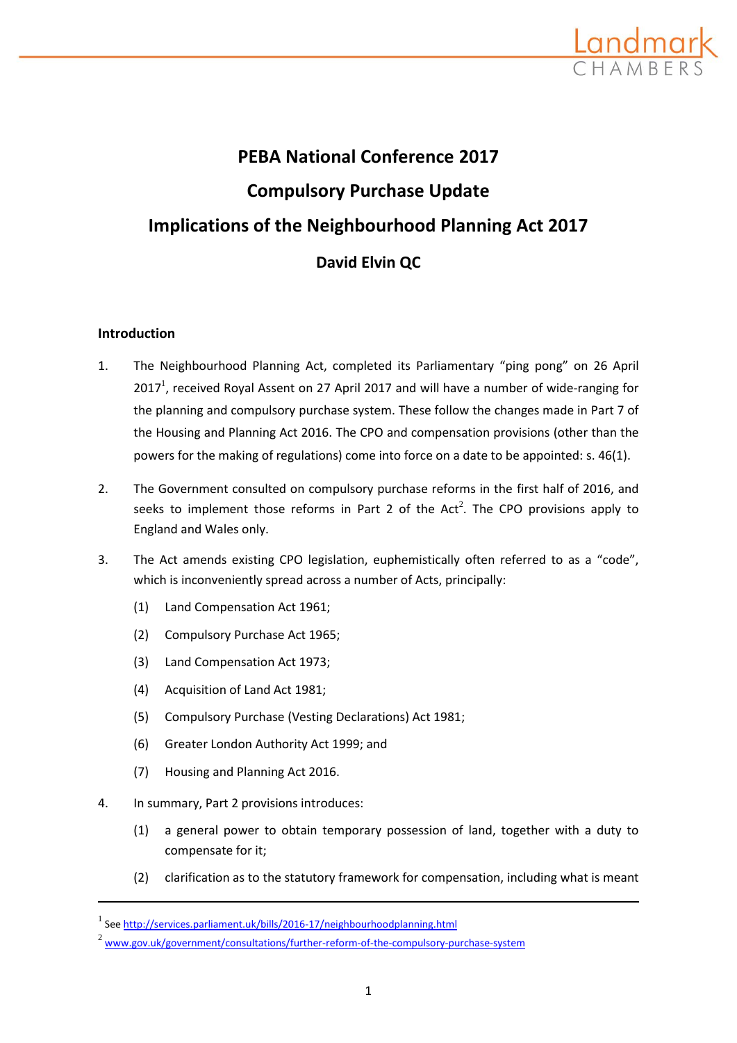# PEBA National Conference 2017

# Compulsory Purchase Update

# Implications of the Neighbourhood Planning Act 2017

## David Elvin QC

### Introduction

1. The Neighbourhood Planning Act, completed its Parliamentary "ping pong" on 26 April 2017[1], received Royal Assent on 27 April 2017 and will have a number of wide-ranging for the planning and compulsory purchase system. These follow the changes made in Part 7 of the Housing and Planning Act 2016. The CPO and compensation provisions (other than the powers for the making of regulations) come into force on a date to be appointed: s. 46(1).

2. The Government consulted on compulsory purchase reforms in the first half of 2016, and seeks to implement those reforms in Part 2 of the Act[2]. The CPO provisions apply to England and Wales only.

3. The Act amends existing CPO legislation, euphemistically often referred to as a "code", which is inconveniently spread across a number of Acts, principally:

   (1) Land Compensation Act 1961;

   (2) Compulsory Purchase Act 1965;

   (3) Land Compensation Act 1973;

   (4) Acquisition of Land Act 1981;

   (5) Compulsory Purchase (Vesting Declarations) Act 1981;

   (6) Greater London Authority Act 1999; and

   (7) Housing and Planning Act 2016.

4. In summary, Part 2 provisions introduces:

   (1) a general power to obtain temporary possession of land, together with a duty to compensate for it;

   (2) clarification as to the statutory framework for compensation, including what is meant

---

[1] See http://services.parliament.uk/bills/2016-17/neighbourhoodplanning.html

[2] www.gov.uk/government/consultations/further-reform-of-the-compulsory-purchase-system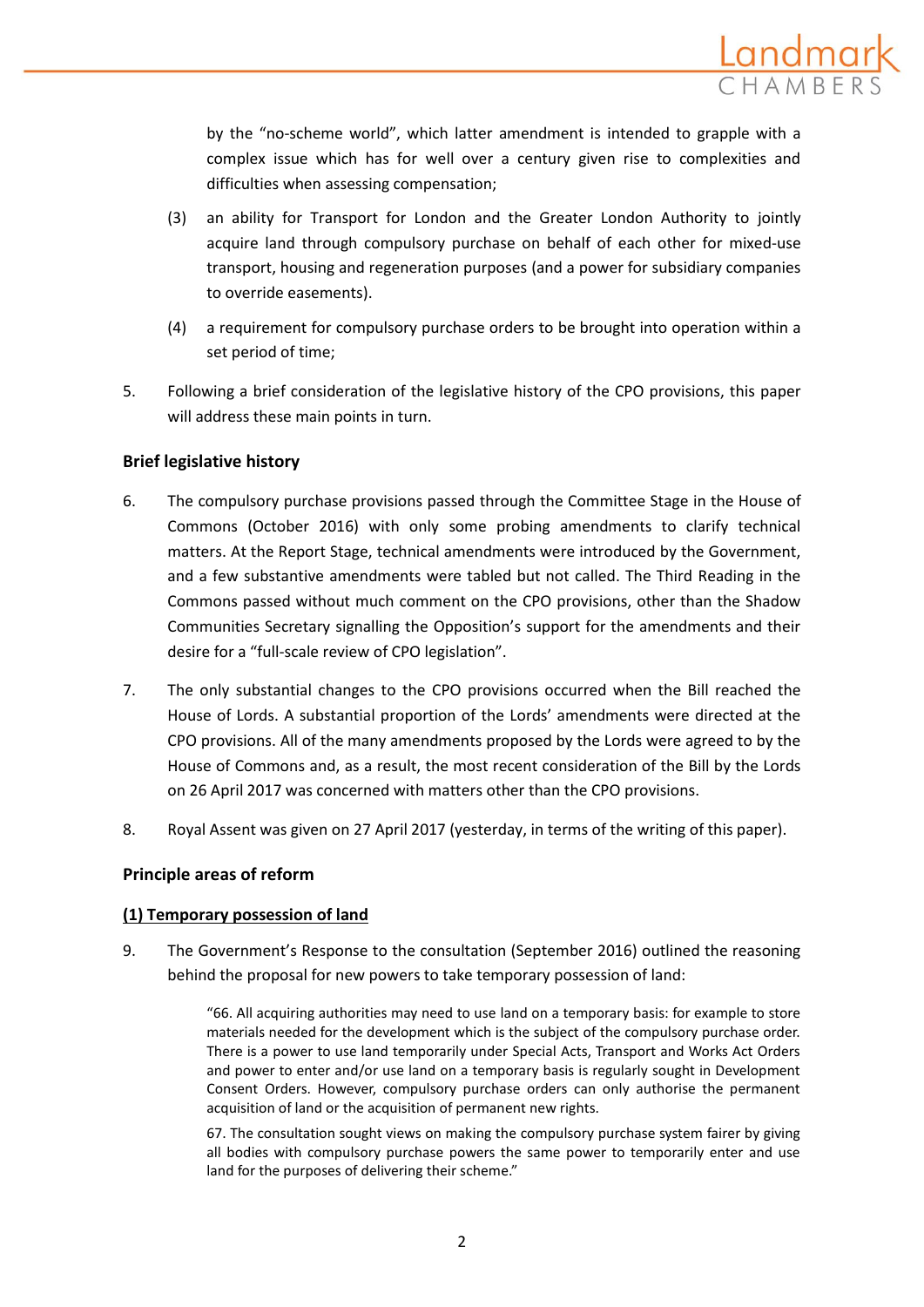by the "no-scheme world", which latter amendment is intended to grapple with a complex issue which has for well over a century given rise to complexities and difficulties when assessing compensation;

(3) an ability for Transport for London and the Greater London Authority to jointly acquire land through compulsory purchase on behalf of each other for mixed-use transport, housing and regeneration purposes (and a power for subsidiary companies to override easements).

(4) a requirement for compulsory purchase orders to be brought into operation within a set period of time;

5. Following a brief consideration of the legislative history of the CPO provisions, this paper will address these main points in turn.

### Brief legislative history

6. The compulsory purchase provisions passed through the Committee Stage in the House of Commons (October 2016) with only some probing amendments to clarify technical matters. At the Report Stage, technical amendments were introduced by the Government, and a few substantive amendments were tabled but not called. The Third Reading in the Commons passed without much comment on the CPO provisions, other than the Shadow Communities Secretary signalling the Opposition's support for the amendments and their desire for a "full-scale review of CPO legislation".

7. The only substantial changes to the CPO provisions occurred when the Bill reached the House of Lords. A substantial proportion of the Lords' amendments were directed at the CPO provisions. All of the many amendments proposed by the Lords were agreed to by the House of Commons and, as a result, the most recent consideration of the Bill by the Lords on 26 April 2017 was concerned with matters other than the CPO provisions.

8. Royal Assent was given on 27 April 2017 (yesterday, in terms of the writing of this paper).

### Principle areas of reform

#### (1) Temporary possession of land

9. The Government's Response to the consultation (September 2016) outlined the reasoning behind the proposal for new powers to take temporary possession of land:

> "66. All acquiring authorities may need to use land on a temporary basis: for example to store materials needed for the development which is the subject of the compulsory purchase order. There is a power to use land temporarily under Special Acts, Transport and Works Act Orders and power to enter and/or use land on a temporary basis is regularly sought in Development Consent Orders. However, compulsory purchase orders can only authorise the permanent acquisition of land or the acquisition of permanent new rights.
>
> 67. The consultation sought views on making the compulsory purchase system fairer by giving all bodies with compulsory purchase powers the same power to temporarily enter and use land for the purposes of delivering their scheme."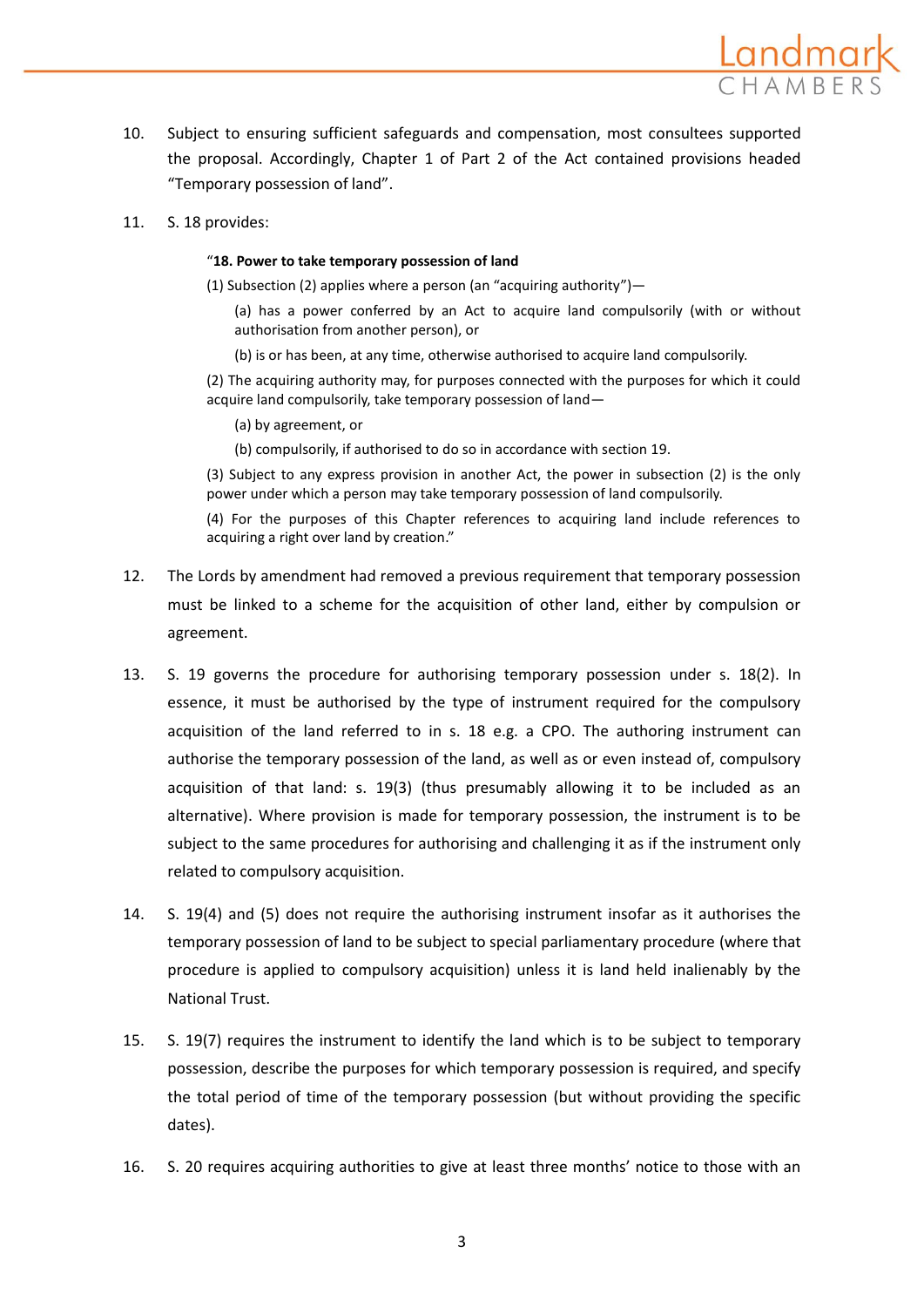10. Subject to ensuring sufficient safeguards and compensation, most consultees supported the proposal. Accordingly, Chapter 1 of Part 2 of the Act contained provisions headed "Temporary possession of land".

11. S. 18 provides:

> "**18. Power to take temporary possession of land**
>
> (1) Subsection (2) applies where a person (an "acquiring authority")—
>
> (a) has a power conferred by an Act to acquire land compulsorily (with or without authorisation from another person), or
>
> (b) is or has been, at any time, otherwise authorised to acquire land compulsorily.
>
> (2) The acquiring authority may, for purposes connected with the purposes for which it could acquire land compulsorily, take temporary possession of land—
>
> (a) by agreement, or
>
> (b) compulsorily, if authorised to do so in accordance with section 19.
>
> (3) Subject to any express provision in another Act, the power in subsection (2) is the only power under which a person may take temporary possession of land compulsorily.
>
> (4) For the purposes of this Chapter references to acquiring land include references to acquiring a right over land by creation."

12. The Lords by amendment had removed a previous requirement that temporary possession must be linked to a scheme for the acquisition of other land, either by compulsion or agreement.

13. S. 19 governs the procedure for authorising temporary possession under s. 18(2). In essence, it must be authorised by the type of instrument required for the compulsory acquisition of the land referred to in s. 18 e.g. a CPO. The authoring instrument can authorise the temporary possession of the land, as well as or even instead of, compulsory acquisition of that land: s. 19(3) (thus presumably allowing it to be included as an alternative). Where provision is made for temporary possession, the instrument is to be subject to the same procedures for authorising and challenging it as if the instrument only related to compulsory acquisition.

14. S. 19(4) and (5) does not require the authorising instrument insofar as it authorises the temporary possession of land to be subject to special parliamentary procedure (where that procedure is applied to compulsory acquisition) unless it is land held inalienably by the National Trust.

15. S. 19(7) requires the instrument to identify the land which is to be subject to temporary possession, describe the purposes for which temporary possession is required, and specify the total period of time of the temporary possession (but without providing the specific dates).

16. S. 20 requires acquiring authorities to give at least three months' notice to those with an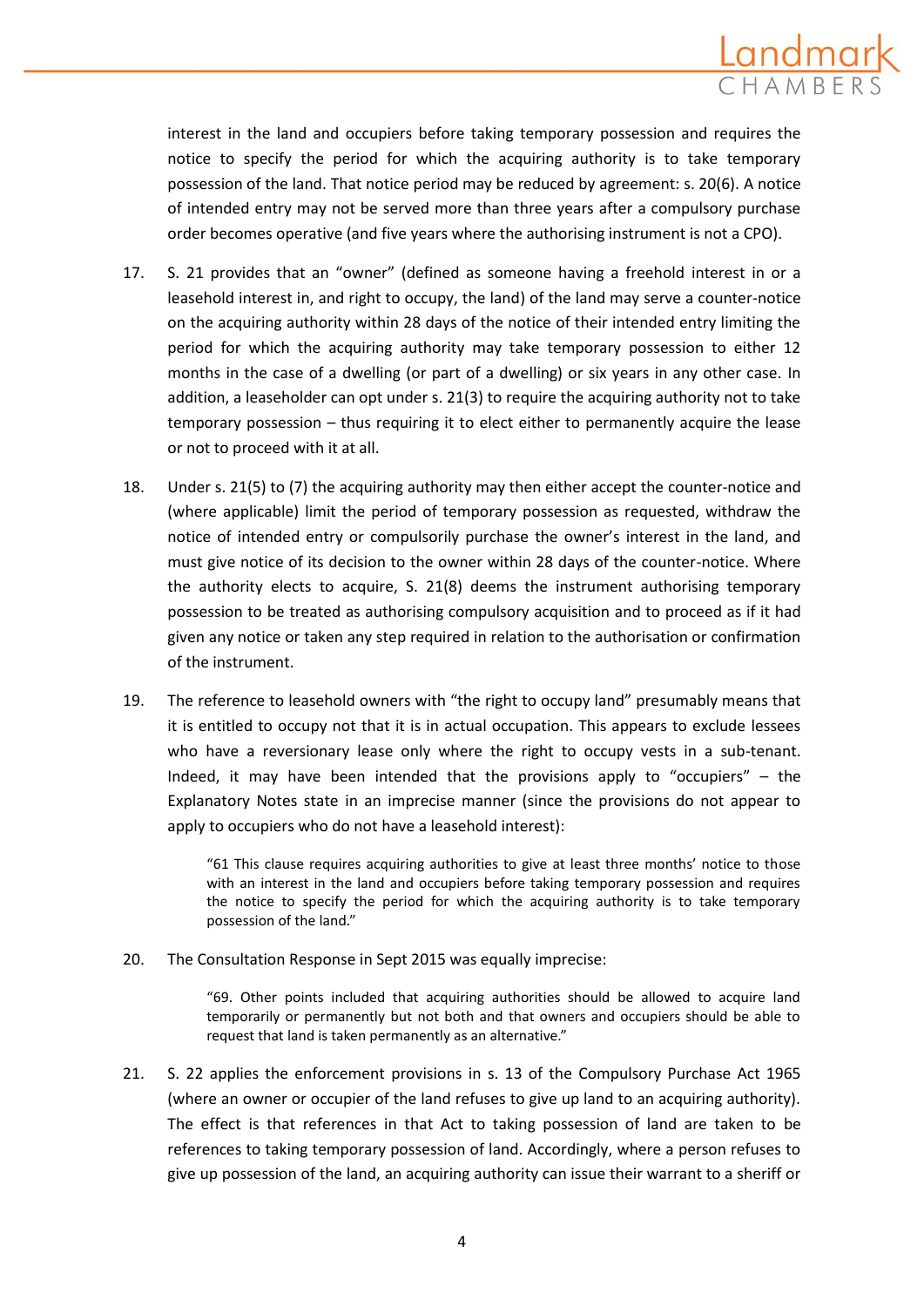interest in the land and occupiers before taking temporary possession and requires the notice to specify the period for which the acquiring authority is to take temporary possession of the land. That notice period may be reduced by agreement: s. 20(6). A notice of intended entry may not be served more than three years after a compulsory purchase order becomes operative (and five years where the authorising instrument is not a CPO).

17. S. 21 provides that an "owner" (defined as someone having a freehold interest in or a leasehold interest in, and right to occupy, the land) of the land may serve a counter-notice on the acquiring authority within 28 days of the notice of their intended entry limiting the period for which the acquiring authority may take temporary possession to either 12 months in the case of a dwelling (or part of a dwelling) or six years in any other case. In addition, a leaseholder can opt under s. 21(3) to require the acquiring authority not to take temporary possession – thus requiring it to elect either to permanently acquire the lease or not to proceed with it at all.

18. Under s. 21(5) to (7) the acquiring authority may then either accept the counter-notice and (where applicable) limit the period of temporary possession as requested, withdraw the notice of intended entry or compulsorily purchase the owner's interest in the land, and must give notice of its decision to the owner within 28 days of the counter-notice. Where the authority elects to acquire, S. 21(8) deems the instrument authorising temporary possession to be treated as authorising compulsory acquisition and to proceed as if it had given any notice or taken any step required in relation to the authorisation or confirmation of the instrument.

19. The reference to leasehold owners with "the right to occupy land" presumably means that it is entitled to occupy not that it is in actual occupation. This appears to exclude lessees who have a reversionary lease only where the right to occupy vests in a sub-tenant. Indeed, it may have been intended that the provisions apply to "occupiers" – the Explanatory Notes state in an imprecise manner (since the provisions do not appear to apply to occupiers who do not have a leasehold interest):

> "61 This clause requires acquiring authorities to give at least three months' notice to those with an interest in the land and occupiers before taking temporary possession and requires the notice to specify the period for which the acquiring authority is to take temporary possession of the land."

20. The Consultation Response in Sept 2015 was equally imprecise:

> "69. Other points included that acquiring authorities should be allowed to acquire land temporarily or permanently but not both and that owners and occupiers should be able to request that land is taken permanently as an alternative."

21. S. 22 applies the enforcement provisions in s. 13 of the Compulsory Purchase Act 1965 (where an owner or occupier of the land refuses to give up land to an acquiring authority). The effect is that references in that Act to taking possession of land are taken to be references to taking temporary possession of land. Accordingly, where a person refuses to give up possession of the land, an acquiring authority can issue their warrant to a sheriff or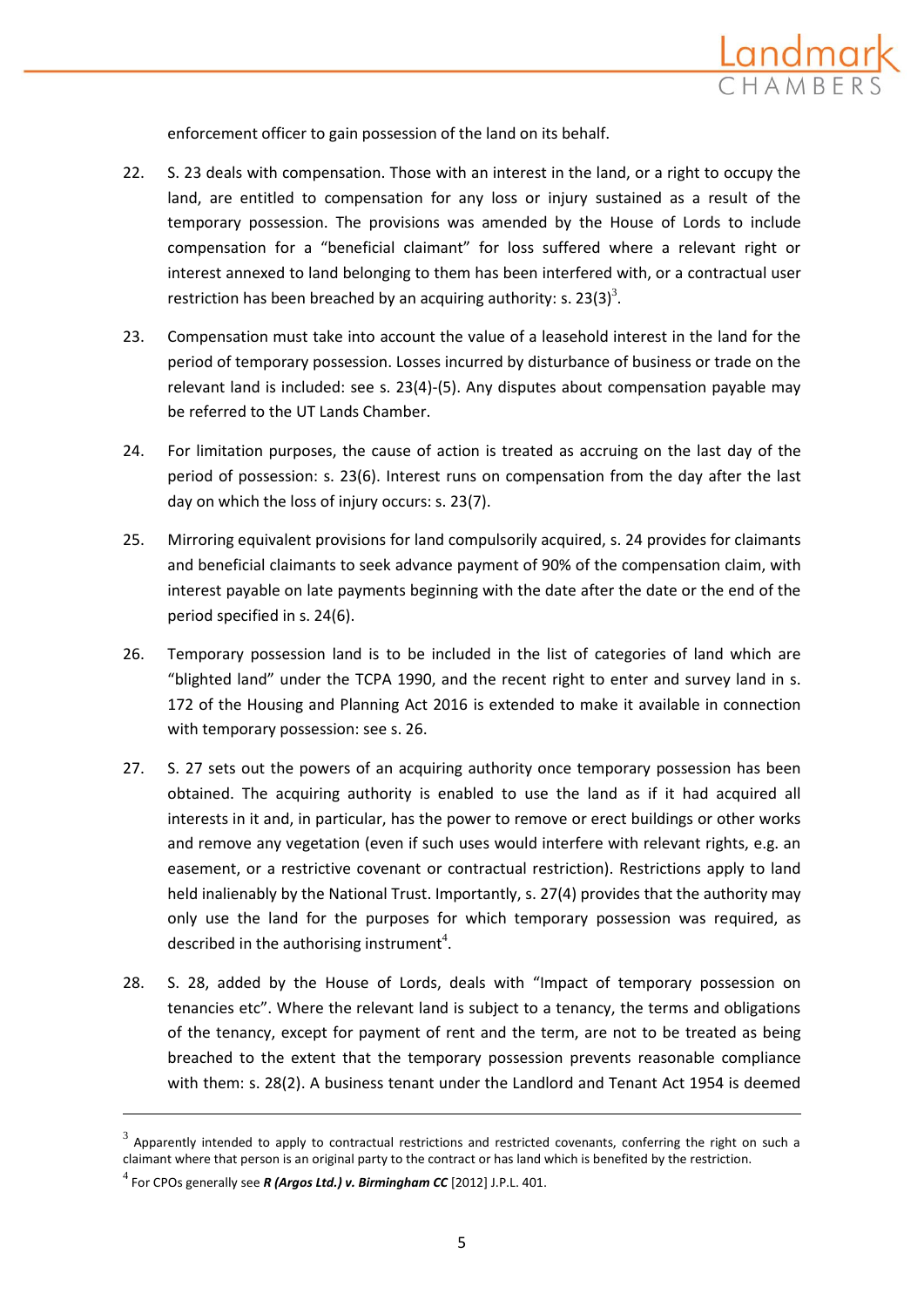enforcement officer to gain possession of the land on its behalf.

22. S. 23 deals with compensation. Those with an interest in the land, or a right to occupy the land, are entitled to compensation for any loss or injury sustained as a result of the temporary possession. The provisions was amended by the House of Lords to include compensation for a "beneficial claimant" for loss suffered where a relevant right or interest annexed to land belonging to them has been interfered with, or a contractual user restriction has been breached by an acquiring authority: s. 23(3)[3].

23. Compensation must take into account the value of a leasehold interest in the land for the period of temporary possession. Losses incurred by disturbance of business or trade on the relevant land is included: see s. 23(4)-(5). Any disputes about compensation payable may be referred to the UT Lands Chamber.

24. For limitation purposes, the cause of action is treated as accruing on the last day of the period of possession: s. 23(6). Interest runs on compensation from the day after the last day on which the loss of injury occurs: s. 23(7).

25. Mirroring equivalent provisions for land compulsorily acquired, s. 24 provides for claimants and beneficial claimants to seek advance payment of 90% of the compensation claim, with interest payable on late payments beginning with the date after the date or the end of the period specified in s. 24(6).

26. Temporary possession land is to be included in the list of categories of land which are "blighted land" under the TCPA 1990, and the recent right to enter and survey land in s. 172 of the Housing and Planning Act 2016 is extended to make it available in connection with temporary possession: see s. 26.

27. S. 27 sets out the powers of an acquiring authority once temporary possession has been obtained. The acquiring authority is enabled to use the land as if it had acquired all interests in it and, in particular, has the power to remove or erect buildings or other works and remove any vegetation (even if such uses would interfere with relevant rights, e.g. an easement, or a restrictive covenant or contractual restriction). Restrictions apply to land held inalienably by the National Trust. Importantly, s. 27(4) provides that the authority may only use the land for the purposes for which temporary possession was required, as described in the authorising instrument[4].

28. S. 28, added by the House of Lords, deals with "Impact of temporary possession on tenancies etc". Where the relevant land is subject to a tenancy, the terms and obligations of the tenancy, except for payment of rent and the term, are not to be treated as being breached to the extent that the temporary possession prevents reasonable compliance with them: s. 28(2). A business tenant under the Landlord and Tenant Act 1954 is deemed

---

[3] Apparently intended to apply to contractual restrictions and restricted covenants, conferring the right on such a claimant where that person is an original party to the contract or has land which is benefited by the restriction.

[4] For CPOs generally see ***R (Argos Ltd.) v. Birmingham CC*** [2012] J.P.L. 401.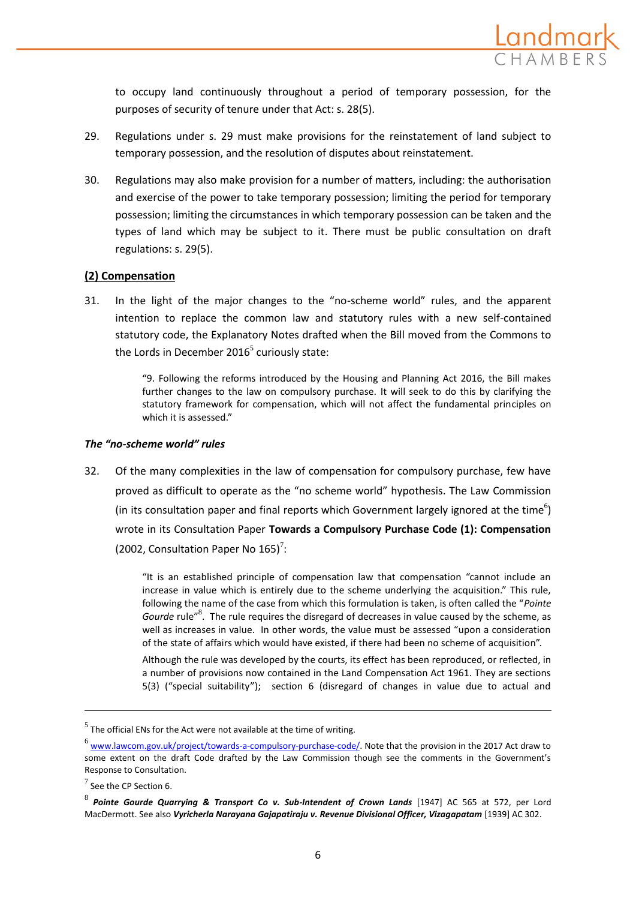to occupy land continuously throughout a period of temporary possession, for the purposes of security of tenure under that Act: s. 28(5).

29. Regulations under s. 29 must make provisions for the reinstatement of land subject to temporary possession, and the resolution of disputes about reinstatement.

30. Regulations may also make provision for a number of matters, including: the authorisation and exercise of the power to take temporary possession; limiting the period for temporary possession; limiting the circumstances in which temporary possession can be taken and the types of land which may be subject to it. There must be public consultation on draft regulations: s. 29(5).

**(2) Compensation**

31. In the light of the major changes to the "no-scheme world" rules, and the apparent intention to replace the common law and statutory rules with a new self-contained statutory code, the Explanatory Notes drafted when the Bill moved from the Commons to the Lords in December 2016[5] curiously state:

> "9. Following the reforms introduced by the Housing and Planning Act 2016, the Bill makes further changes to the law on compulsory purchase. It will seek to do this by clarifying the statutory framework for compensation, which will not affect the fundamental principles on which it is assessed."

***The "no-scheme world" rules***

32. Of the many complexities in the law of compensation for compulsory purchase, few have proved as difficult to operate as the "no scheme world" hypothesis. The Law Commission (in its consultation paper and final reports which Government largely ignored at the time[6]) wrote in its Consultation Paper **Towards a Compulsory Purchase Code (1): Compensation** (2002, Consultation Paper No 165)[7]:

> "It is an established principle of compensation law that compensation "cannot include an increase in value which is entirely due to the scheme underlying the acquisition." This rule, following the name of the case from which this formulation is taken, is often called the "*Pointe Gourde* rule"[8]. The rule requires the disregard of decreases in value caused by the scheme, as well as increases in value. In other words, the value must be assessed "upon a consideration of the state of affairs which would have existed, if there had been no scheme of acquisition".
>
> Although the rule was developed by the courts, its effect has been reproduced, or reflected, in a number of provisions now contained in the Land Compensation Act 1961. They are sections 5(3) ("special suitability"); section 6 (disregard of changes in value due to actual and

---

[5] The official ENs for the Act were not available at the time of writing.

[6] www.lawcom.gov.uk/project/towards-a-compulsory-purchase-code/. Note that the provision in the 2017 Act draw to some extent on the draft Code drafted by the Law Commission though see the comments in the Government's Response to Consultation.

[7] See the CP Section 6.

[8] ***Pointe Gourde Quarrying & Transport Co v. Sub-Intendent of Crown Lands*** [1947] AC 565 at 572, per Lord MacDermott. See also ***Vyricherla Narayana Gajapatiraju v. Revenue Divisional Officer, Vizagapatam*** [1939] AC 302.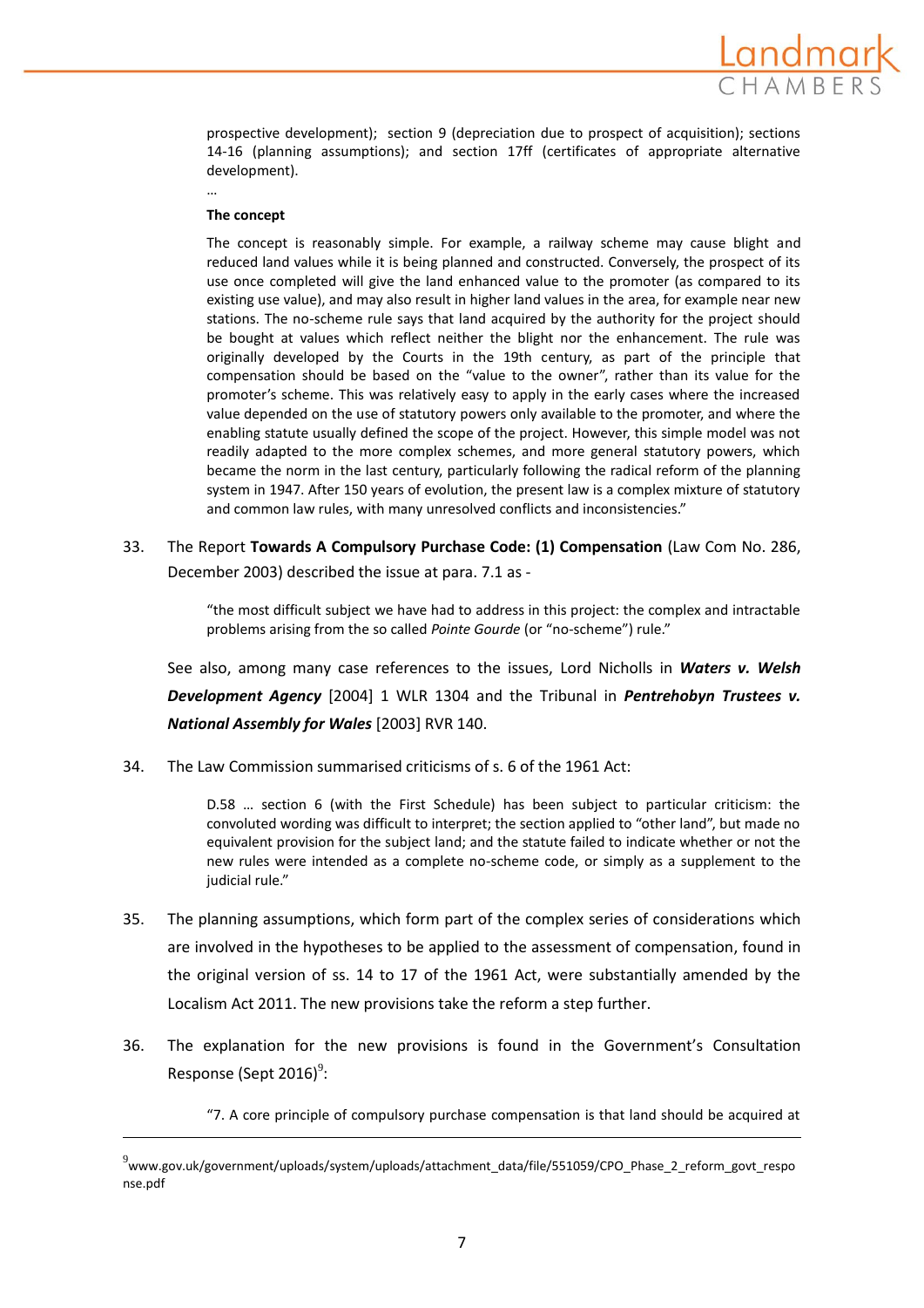> prospective development); section 9 (depreciation due to prospect of acquisition); sections 14-16 (planning assumptions); and section 17ff (certificates of appropriate alternative development).
>
> …
>
> **The concept**
>
> The concept is reasonably simple. For example, a railway scheme may cause blight and reduced land values while it is being planned and constructed. Conversely, the prospect of its use once completed will give the land enhanced value to the promoter (as compared to its existing use value), and may also result in higher land values in the area, for example near new stations. The no-scheme rule says that land acquired by the authority for the project should be bought at values which reflect neither the blight nor the enhancement. The rule was originally developed by the Courts in the 19th century, as part of the principle that compensation should be based on the "value to the owner", rather than its value for the promoter's scheme. This was relatively easy to apply in the early cases where the increased value depended on the use of statutory powers only available to the promoter, and where the enabling statute usually defined the scope of the project. However, this simple model was not readily adapted to the more complex schemes, and more general statutory powers, which became the norm in the last century, particularly following the radical reform of the planning system in 1947. After 150 years of evolution, the present law is a complex mixture of statutory and common law rules, with many unresolved conflicts and inconsistencies."

33. The Report **Towards A Compulsory Purchase Code: (1) Compensation** (Law Com No. 286, December 2003) described the issue at para. 7.1 as -

> "the most difficult subject we have had to address in this project: the complex and intractable problems arising from the so called *Pointe Gourde* (or "no-scheme") rule."

See also, among many case references to the issues, Lord Nicholls in ***Waters v. Welsh Development Agency*** [2004] 1 WLR 1304 and the Tribunal in ***Pentrehobyn Trustees v. National Assembly for Wales*** [2003] RVR 140.

34. The Law Commission summarised criticisms of s. 6 of the 1961 Act:

> D.58 … section 6 (with the First Schedule) has been subject to particular criticism: the convoluted wording was difficult to interpret; the section applied to "other land", but made no equivalent provision for the subject land; and the statute failed to indicate whether or not the new rules were intended as a complete no-scheme code, or simply as a supplement to the judicial rule."

35. The planning assumptions, which form part of the complex series of considerations which are involved in the hypotheses to be applied to the assessment of compensation, found in the original version of ss. 14 to 17 of the 1961 Act, were substantially amended by the Localism Act 2011. The new provisions take the reform a step further.

36. The explanation for the new provisions is found in the Government's Consultation Response (Sept 2016)[9]:

> "7. A core principle of compulsory purchase compensation is that land should be acquired at

[9] www.gov.uk/government/uploads/system/uploads/attachment_data/file/551059/CPO_Phase_2_reform_govt_response.pdf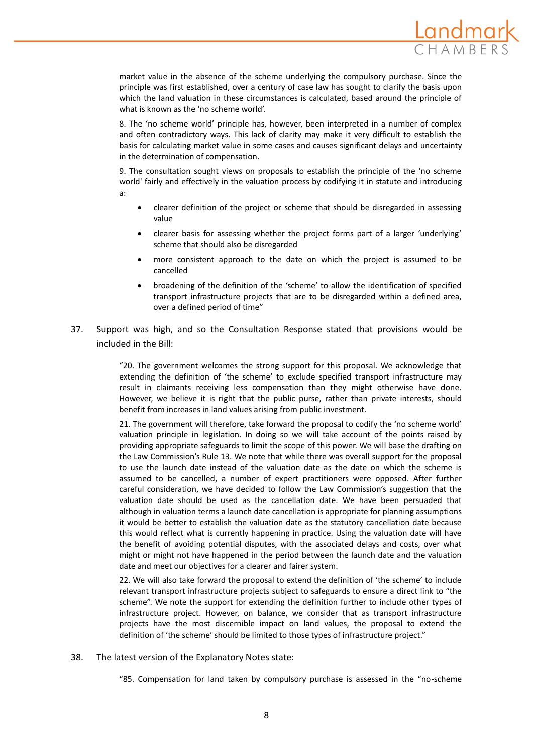market value in the absence of the scheme underlying the compulsory purchase. Since the principle was first established, over a century of case law has sought to clarify the basis upon which the land valuation in these circumstances is calculated, based around the principle of what is known as the 'no scheme world'.

> 8. The 'no scheme world' principle has, however, been interpreted in a number of complex and often contradictory ways. This lack of clarity may make it very difficult to establish the basis for calculating market value in some cases and causes significant delays and uncertainty in the determination of compensation.
>
> 9. The consultation sought views on proposals to establish the principle of the 'no scheme world' fairly and effectively in the valuation process by codifying it in statute and introducing a:
>
> - clearer definition of the project or scheme that should be disregarded in assessing value
> - clearer basis for assessing whether the project forms part of a larger 'underlying' scheme that should also be disregarded
> - more consistent approach to the date on which the project is assumed to be cancelled
> - broadening of the definition of the 'scheme' to allow the identification of specified transport infrastructure projects that are to be disregarded within a defined area, over a defined period of time"

37. Support was high, and so the Consultation Response stated that provisions would be included in the Bill:

> "20. The government welcomes the strong support for this proposal. We acknowledge that extending the definition of 'the scheme' to exclude specified transport infrastructure may result in claimants receiving less compensation than they might otherwise have done. However, we believe it is right that the public purse, rather than private interests, should benefit from increases in land values arising from public investment.
>
> 21. The government will therefore, take forward the proposal to codify the 'no scheme world' valuation principle in legislation. In doing so we will take account of the points raised by providing appropriate safeguards to limit the scope of this power. We will base the drafting on the Law Commission's Rule 13. We note that while there was overall support for the proposal to use the launch date instead of the valuation date as the date on which the scheme is assumed to be cancelled, a number of expert practitioners were opposed. After further careful consideration, we have decided to follow the Law Commission's suggestion that the valuation date should be used as the cancellation date. We have been persuaded that although in valuation terms a launch date cancellation is appropriate for planning assumptions it would be better to establish the valuation date as the statutory cancellation date because this would reflect what is currently happening in practice. Using the valuation date will have the benefit of avoiding potential disputes, with the associated delays and costs, over what might or might not have happened in the period between the launch date and the valuation date and meet our objectives for a clearer and fairer system.
>
> 22. We will also take forward the proposal to extend the definition of 'the scheme' to include relevant transport infrastructure projects subject to safeguards to ensure a direct link to "the scheme". We note the support for extending the definition further to include other types of infrastructure project. However, on balance, we consider that as transport infrastructure projects have the most discernible impact on land values, the proposal to extend the definition of 'the scheme' should be limited to those types of infrastructure project."

38. The latest version of the Explanatory Notes state:

> "85. Compensation for land taken by compulsory purchase is assessed in the "no-scheme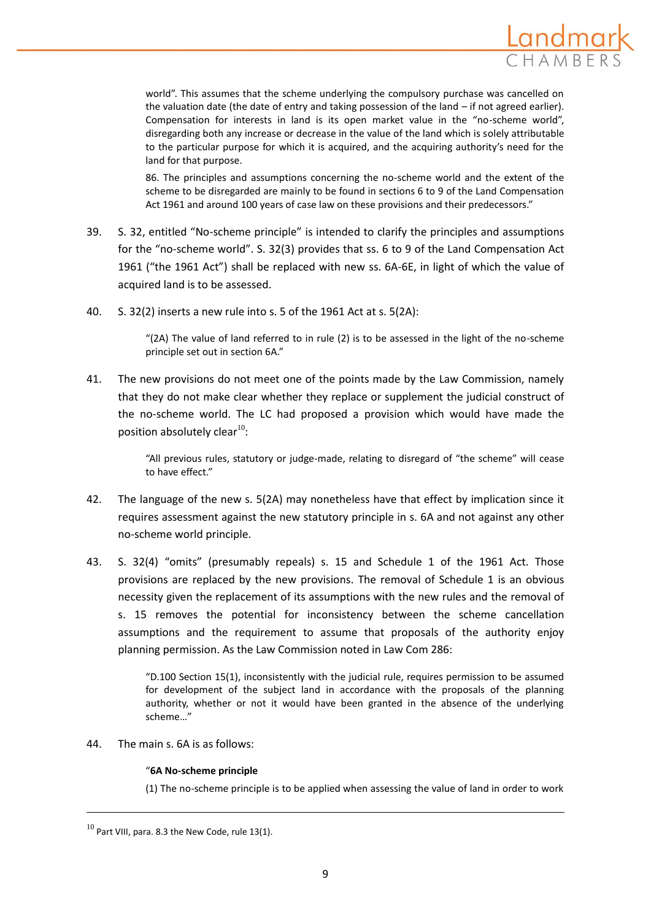> world". This assumes that the scheme underlying the compulsory purchase was cancelled on the valuation date (the date of entry and taking possession of the land – if not agreed earlier). Compensation for interests in land is its open market value in the "no-scheme world", disregarding both any increase or decrease in the value of the land which is solely attributable to the particular purpose for which it is acquired, and the acquiring authority's need for the land for that purpose.
>
> 86. The principles and assumptions concerning the no-scheme world and the extent of the scheme to be disregarded are mainly to be found in sections 6 to 9 of the Land Compensation Act 1961 and around 100 years of case law on these provisions and their predecessors."

39. S. 32, entitled "No-scheme principle" is intended to clarify the principles and assumptions for the "no-scheme world". S. 32(3) provides that ss. 6 to 9 of the Land Compensation Act 1961 ("the 1961 Act") shall be replaced with new ss. 6A-6E, in light of which the value of acquired land is to be assessed.

40. S. 32(2) inserts a new rule into s. 5 of the 1961 Act at s. 5(2A):

> "(2A) The value of land referred to in rule (2) is to be assessed in the light of the no-scheme principle set out in section 6A."

41. The new provisions do not meet one of the points made by the Law Commission, namely that they do not make clear whether they replace or supplement the judicial construct of the no-scheme world. The LC had proposed a provision which would have made the position absolutely clear[10]:

> "All previous rules, statutory or judge-made, relating to disregard of "the scheme" will cease to have effect."

42. The language of the new s. 5(2A) may nonetheless have that effect by implication since it requires assessment against the new statutory principle in s. 6A and not against any other no-scheme world principle.

43. S. 32(4) "omits" (presumably repeals) s. 15 and Schedule 1 of the 1961 Act. Those provisions are replaced by the new provisions. The removal of Schedule 1 is an obvious necessity given the replacement of its assumptions with the new rules and the removal of s. 15 removes the potential for inconsistency between the scheme cancellation assumptions and the requirement to assume that proposals of the authority enjoy planning permission. As the Law Commission noted in Law Com 286:

> "D.100 Section 15(1), inconsistently with the judicial rule, requires permission to be assumed for development of the subject land in accordance with the proposals of the planning authority, whether or not it would have been granted in the absence of the underlying scheme…"

44. The main s. 6A is as follows:

> "**6A No-scheme principle**
>
> (1) The no-scheme principle is to be applied when assessing the value of land in order to work

[10] Part VIII, para. 8.3 the New Code, rule 13(1).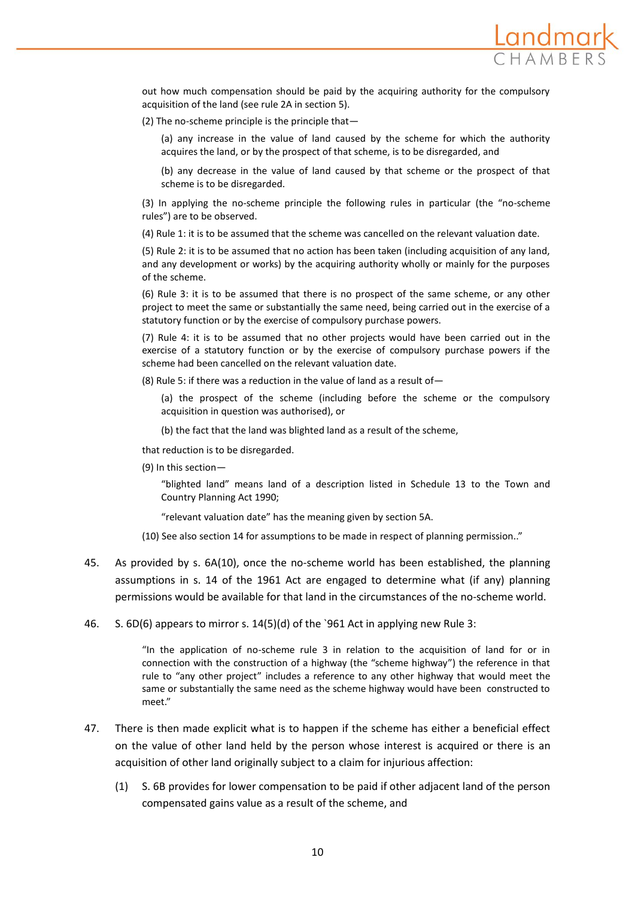out how much compensation should be paid by the acquiring authority for the compulsory acquisition of the land (see rule 2A in section 5).

(2) The no-scheme principle is the principle that—

(a) any increase in the value of land caused by the scheme for which the authority acquires the land, or by the prospect of that scheme, is to be disregarded, and

(b) any decrease in the value of land caused by that scheme or the prospect of that scheme is to be disregarded.

(3) In applying the no-scheme principle the following rules in particular (the "no-scheme rules") are to be observed.

(4) Rule 1: it is to be assumed that the scheme was cancelled on the relevant valuation date.

(5) Rule 2: it is to be assumed that no action has been taken (including acquisition of any land, and any development or works) by the acquiring authority wholly or mainly for the purposes of the scheme.

(6) Rule 3: it is to be assumed that there is no prospect of the same scheme, or any other project to meet the same or substantially the same need, being carried out in the exercise of a statutory function or by the exercise of compulsory purchase powers.

(7) Rule 4: it is to be assumed that no other projects would have been carried out in the exercise of a statutory function or by the exercise of compulsory purchase powers if the scheme had been cancelled on the relevant valuation date.

(8) Rule 5: if there was a reduction in the value of land as a result of—

(a) the prospect of the scheme (including before the scheme or the compulsory acquisition in question was authorised), or

(b) the fact that the land was blighted land as a result of the scheme,

that reduction is to be disregarded.

(9) In this section—

"blighted land" means land of a description listed in Schedule 13 to the Town and Country Planning Act 1990;

"relevant valuation date" has the meaning given by section 5A.

(10) See also section 14 for assumptions to be made in respect of planning permission.."

45. As provided by s. 6A(10), once the no-scheme world has been established, the planning assumptions in s. 14 of the 1961 Act are engaged to determine what (if any) planning permissions would be available for that land in the circumstances of the no-scheme world.

46. S. 6D(6) appears to mirror s. 14(5)(d) of the `961 Act in applying new Rule 3:

> "In the application of no-scheme rule 3 in relation to the acquisition of land for or in connection with the construction of a highway (the "scheme highway") the reference in that rule to "any other project" includes a reference to any other highway that would meet the same or substantially the same need as the scheme highway would have been constructed to meet."

47. There is then made explicit what is to happen if the scheme has either a beneficial effect on the value of other land held by the person whose interest is acquired or there is an acquisition of other land originally subject to a claim for injurious affection:

    (1) S. 6B provides for lower compensation to be paid if other adjacent land of the person compensated gains value as a result of the scheme, and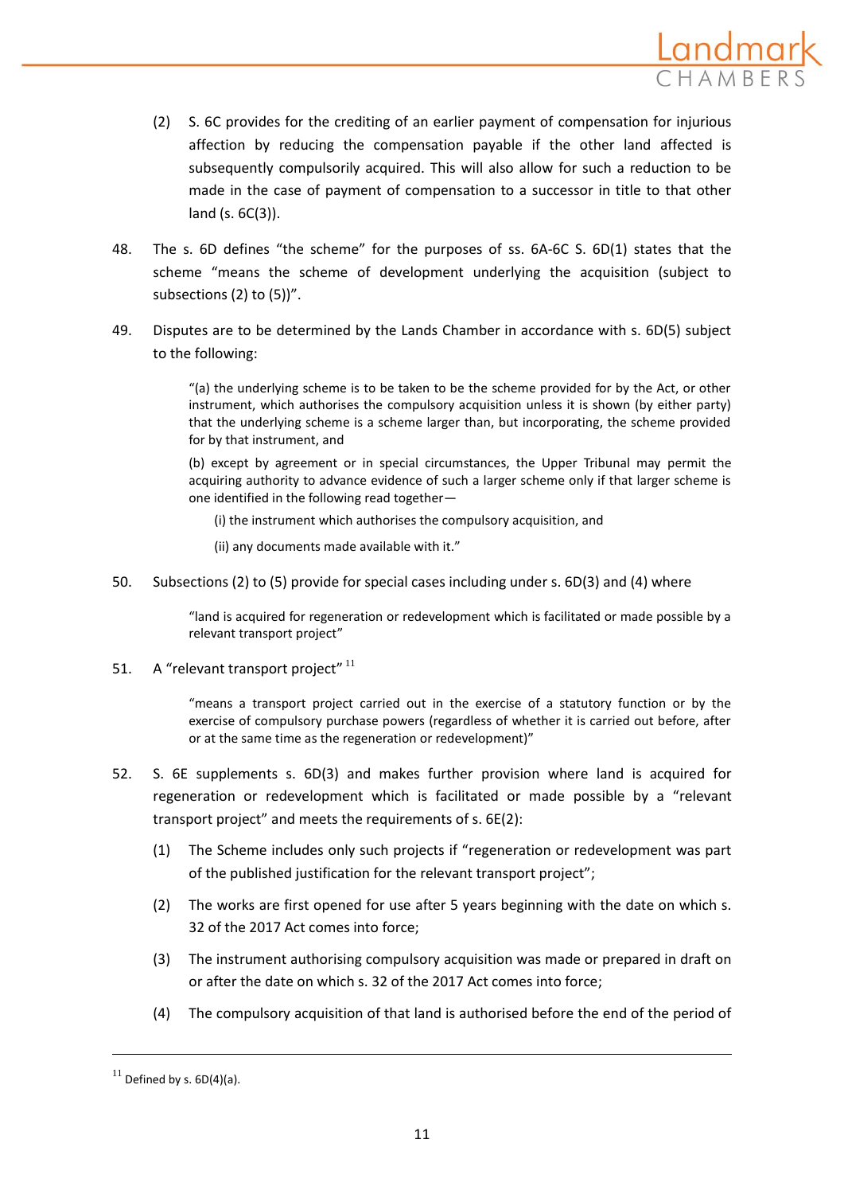(2) S. 6C provides for the crediting of an earlier payment of compensation for injurious affection by reducing the compensation payable if the other land affected is subsequently compulsorily acquired. This will also allow for such a reduction to be made in the case of payment of compensation to a successor in title to that other land (s. 6C(3)).

48. The s. 6D defines "the scheme" for the purposes of ss. 6A-6C S. 6D(1) states that the scheme "means the scheme of development underlying the acquisition (subject to subsections (2) to (5))".

49. Disputes are to be determined by the Lands Chamber in accordance with s. 6D(5) subject to the following:

> "(a) the underlying scheme is to be taken to be the scheme provided for by the Act, or other instrument, which authorises the compulsory acquisition unless it is shown (by either party) that the underlying scheme is a scheme larger than, but incorporating, the scheme provided for by that instrument, and
>
> (b) except by agreement or in special circumstances, the Upper Tribunal may permit the acquiring authority to advance evidence of such a larger scheme only if that larger scheme is one identified in the following read together—
>
> (i) the instrument which authorises the compulsory acquisition, and
>
> (ii) any documents made available with it."

50. Subsections (2) to (5) provide for special cases including under s. 6D(3) and (4) where

> "land is acquired for regeneration or redevelopment which is facilitated or made possible by a relevant transport project"

51. A "relevant transport project" [11]

> "means a transport project carried out in the exercise of a statutory function or by the exercise of compulsory purchase powers (regardless of whether it is carried out before, after or at the same time as the regeneration or redevelopment)"

52. S. 6E supplements s. 6D(3) and makes further provision where land is acquired for regeneration or redevelopment which is facilitated or made possible by a "relevant transport project" and meets the requirements of s. 6E(2):

(1) The Scheme includes only such projects if "regeneration or redevelopment was part of the published justification for the relevant transport project";

(2) The works are first opened for use after 5 years beginning with the date on which s. 32 of the 2017 Act comes into force;

(3) The instrument authorising compulsory acquisition was made or prepared in draft on or after the date on which s. 32 of the 2017 Act comes into force;

(4) The compulsory acquisition of that land is authorised before the end of the period of

---

[11] Defined by s. 6D(4)(a).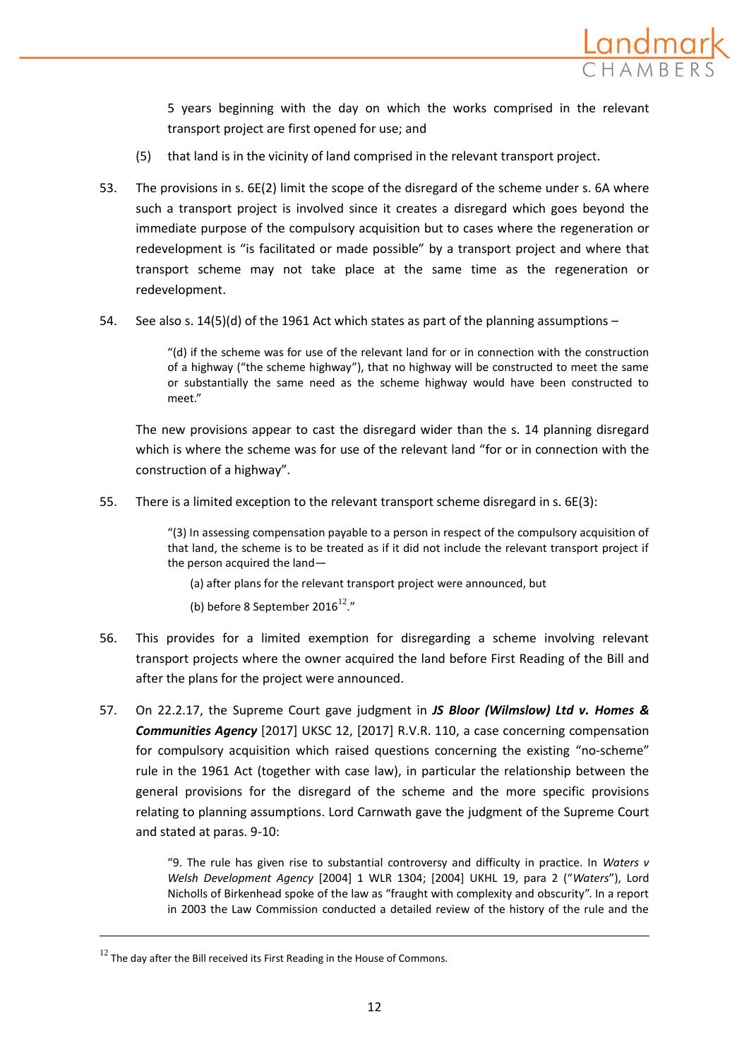5 years beginning with the day on which the works comprised in the relevant transport project are first opened for use; and

(5) that land is in the vicinity of land comprised in the relevant transport project.

53. The provisions in s. 6E(2) limit the scope of the disregard of the scheme under s. 6A where such a transport project is involved since it creates a disregard which goes beyond the immediate purpose of the compulsory acquisition but to cases where the regeneration or redevelopment is "is facilitated or made possible" by a transport project and where that transport scheme may not take place at the same time as the regeneration or redevelopment.

54. See also s. 14(5)(d) of the 1961 Act which states as part of the planning assumptions –

> "(d) if the scheme was for use of the relevant land for or in connection with the construction of a highway ("the scheme highway"), that no highway will be constructed to meet the same or substantially the same need as the scheme highway would have been constructed to meet."

The new provisions appear to cast the disregard wider than the s. 14 planning disregard which is where the scheme was for use of the relevant land "for or in connection with the construction of a highway".

55. There is a limited exception to the relevant transport scheme disregard in s. 6E(3):

> "(3) In assessing compensation payable to a person in respect of the compulsory acquisition of that land, the scheme is to be treated as if it did not include the relevant transport project if the person acquired the land—
>
> (a) after plans for the relevant transport project were announced, but
>
> (b) before 8 September 2016[12]."

56. This provides for a limited exemption for disregarding a scheme involving relevant transport projects where the owner acquired the land before First Reading of the Bill and after the plans for the project were announced.

57. On 22.2.17, the Supreme Court gave judgment in ***JS Bloor (Wilmslow) Ltd v. Homes & Communities Agency*** [2017] UKSC 12, [2017] R.V.R. 110, a case concerning compensation for compulsory acquisition which raised questions concerning the existing "no-scheme" rule in the 1961 Act (together with case law), in particular the relationship between the general provisions for the disregard of the scheme and the more specific provisions relating to planning assumptions. Lord Carnwath gave the judgment of the Supreme Court and stated at paras. 9-10:

> "9. The rule has given rise to substantial controversy and difficulty in practice. In *Waters v Welsh Development Agency* [2004] 1 WLR 1304; [2004] UKHL 19, para 2 ("*Waters*"), Lord Nicholls of Birkenhead spoke of the law as "fraught with complexity and obscurity". In a report in 2003 the Law Commission conducted a detailed review of the history of the rule and the

---

[12] The day after the Bill received its First Reading in the House of Commons.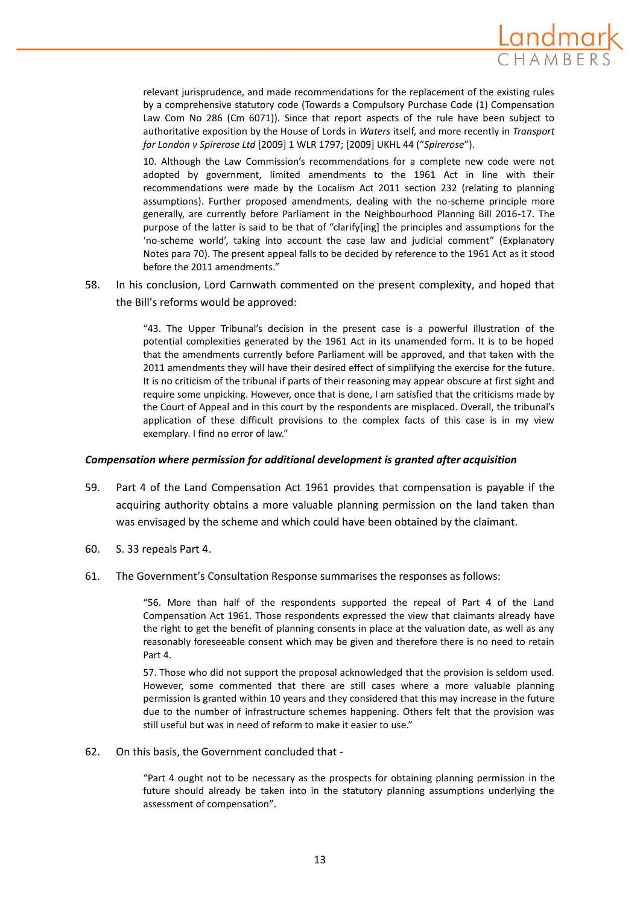> relevant jurisprudence, and made recommendations for the replacement of the existing rules by a comprehensive statutory code (Towards a Compulsory Purchase Code (1) Compensation Law Com No 286 (Cm 6071)). Since that report aspects of the rule have been subject to authoritative exposition by the House of Lords in *Waters* itself, and more recently in *Transport for London v Spirerose Ltd* [2009] 1 WLR 1797; [2009] UKHL 44 ("*Spirerose*").
>
> 10. Although the Law Commission's recommendations for a complete new code were not adopted by government, limited amendments to the 1961 Act in line with their recommendations were made by the Localism Act 2011 section 232 (relating to planning assumptions). Further proposed amendments, dealing with the no-scheme principle more generally, are currently before Parliament in the Neighbourhood Planning Bill 2016-17. The purpose of the latter is said to be that of "clarify[ing] the principles and assumptions for the 'no-scheme world', taking into account the case law and judicial comment" (Explanatory Notes para 70). The present appeal falls to be decided by reference to the 1961 Act as it stood before the 2011 amendments."

58. In his conclusion, Lord Carnwath commented on the present complexity, and hoped that the Bill's reforms would be approved:

> "43. The Upper Tribunal's decision in the present case is a powerful illustration of the potential complexities generated by the 1961 Act in its unamended form. It is to be hoped that the amendments currently before Parliament will be approved, and that taken with the 2011 amendments they will have their desired effect of simplifying the exercise for the future. It is no criticism of the tribunal if parts of their reasoning may appear obscure at first sight and require some unpicking. However, once that is done, I am satisfied that the criticisms made by the Court of Appeal and in this court by the respondents are misplaced. Overall, the tribunal's application of these difficult provisions to the complex facts of this case is in my view exemplary. I find no error of law."

### *Compensation where permission for additional development is granted after acquisition*

59. Part 4 of the Land Compensation Act 1961 provides that compensation is payable if the acquiring authority obtains a more valuable planning permission on the land taken than was envisaged by the scheme and which could have been obtained by the claimant.

60. S. 33 repeals Part 4.

61. The Government's Consultation Response summarises the responses as follows:

> "56. More than half of the respondents supported the repeal of Part 4 of the Land Compensation Act 1961. Those respondents expressed the view that claimants already have the right to get the benefit of planning consents in place at the valuation date, as well as any reasonably foreseeable consent which may be given and therefore there is no need to retain Part 4.
>
> 57. Those who did not support the proposal acknowledged that the provision is seldom used. However, some commented that there are still cases where a more valuable planning permission is granted within 10 years and they considered that this may increase in the future due to the number of infrastructure schemes happening. Others felt that the provision was still useful but was in need of reform to make it easier to use."

62. On this basis, the Government concluded that -

> "Part 4 ought not to be necessary as the prospects for obtaining planning permission in the future should already be taken into in the statutory planning assumptions underlying the assessment of compensation".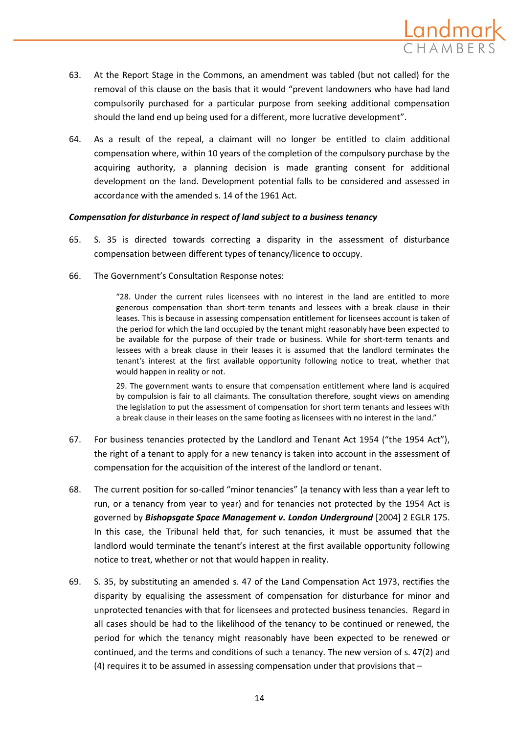63. At the Report Stage in the Commons, an amendment was tabled (but not called) for the removal of this clause on the basis that it would "prevent landowners who have had land compulsorily purchased for a particular purpose from seeking additional compensation should the land end up being used for a different, more lucrative development".

64. As a result of the repeal, a claimant will no longer be entitled to claim additional compensation where, within 10 years of the completion of the compulsory purchase by the acquiring authority, a planning decision is made granting consent for additional development on the land. Development potential falls to be considered and assessed in accordance with the amended s. 14 of the 1961 Act.

***Compensation for disturbance in respect of land subject to a business tenancy***

65. S. 35 is directed towards correcting a disparity in the assessment of disturbance compensation between different types of tenancy/licence to occupy.

66. The Government's Consultation Response notes:

> "28. Under the current rules licensees with no interest in the land are entitled to more generous compensation than short-term tenants and lessees with a break clause in their leases. This is because in assessing compensation entitlement for licensees account is taken of the period for which the land occupied by the tenant might reasonably have been expected to be available for the purpose of their trade or business. While for short-term tenants and lessees with a break clause in their leases it is assumed that the landlord terminates the tenant's interest at the first available opportunity following notice to treat, whether that would happen in reality or not.
>
> 29. The government wants to ensure that compensation entitlement where land is acquired by compulsion is fair to all claimants. The consultation therefore, sought views on amending the legislation to put the assessment of compensation for short term tenants and lessees with a break clause in their leases on the same footing as licensees with no interest in the land."

67. For business tenancies protected by the Landlord and Tenant Act 1954 ("the 1954 Act"), the right of a tenant to apply for a new tenancy is taken into account in the assessment of compensation for the acquisition of the interest of the landlord or tenant.

68. The current position for so-called "minor tenancies" (a tenancy with less than a year left to run, or a tenancy from year to year) and for tenancies not protected by the 1954 Act is governed by ***Bishopsgate Space Management v. London Underground*** [2004] 2 EGLR 175. In this case, the Tribunal held that, for such tenancies, it must be assumed that the landlord would terminate the tenant's interest at the first available opportunity following notice to treat, whether or not that would happen in reality.

69. S. 35, by substituting an amended s. 47 of the Land Compensation Act 1973, rectifies the disparity by equalising the assessment of compensation for disturbance for minor and unprotected tenancies with that for licensees and protected business tenancies. Regard in all cases should be had to the likelihood of the tenancy to be continued or renewed, the period for which the tenancy might reasonably have been expected to be renewed or continued, and the terms and conditions of such a tenancy. The new version of s. 47(2) and (4) requires it to be assumed in assessing compensation under that provisions that –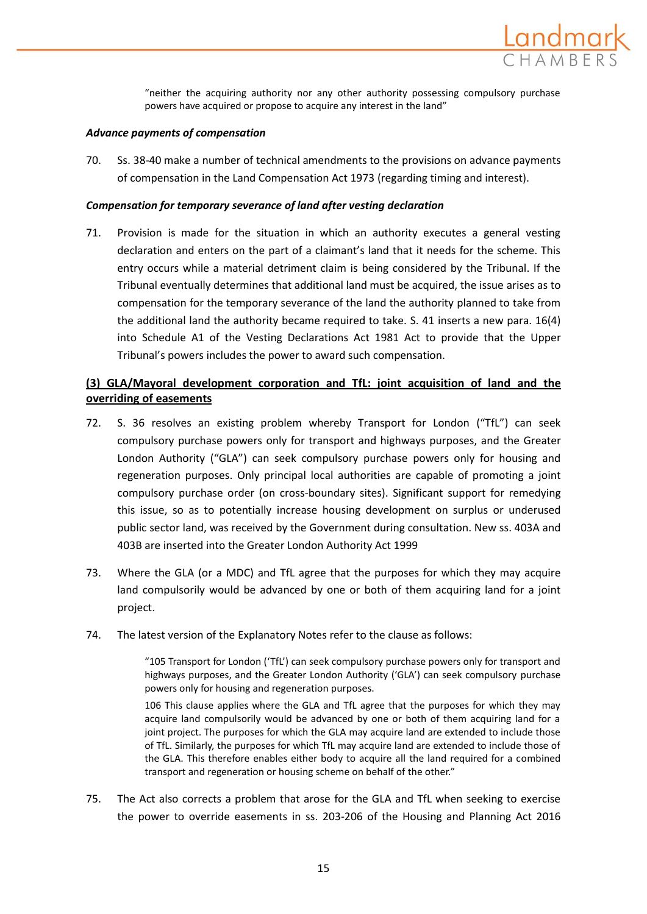> "neither the acquiring authority nor any other authority possessing compulsory purchase powers have acquired or propose to acquire any interest in the land"

***Advance payments of compensation***

70. Ss. 38-40 make a number of technical amendments to the provisions on advance payments of compensation in the Land Compensation Act 1973 (regarding timing and interest).

***Compensation for temporary severance of land after vesting declaration***

71. Provision is made for the situation in which an authority executes a general vesting declaration and enters on the part of a claimant's land that it needs for the scheme. This entry occurs while a material detriment claim is being considered by the Tribunal. If the Tribunal eventually determines that additional land must be acquired, the issue arises as to compensation for the temporary severance of the land the authority planned to take from the additional land the authority became required to take. S. 41 inserts a new para. 16(4) into Schedule A1 of the Vesting Declarations Act 1981 Act to provide that the Upper Tribunal's powers includes the power to award such compensation.

**<u>(3) GLA/Mayoral development corporation and TfL: joint acquisition of land and the overriding of easements</u>**

72. S. 36 resolves an existing problem whereby Transport for London ("TfL") can seek compulsory purchase powers only for transport and highways purposes, and the Greater London Authority ("GLA") can seek compulsory purchase powers only for housing and regeneration purposes. Only principal local authorities are capable of promoting a joint compulsory purchase order (on cross-boundary sites). Significant support for remedying this issue, so as to potentially increase housing development on surplus or underused public sector land, was received by the Government during consultation. New ss. 403A and 403B are inserted into the Greater London Authority Act 1999

73. Where the GLA (or a MDC) and TfL agree that the purposes for which they may acquire land compulsorily would be advanced by one or both of them acquiring land for a joint project.

74. The latest version of the Explanatory Notes refer to the clause as follows:

> "105 Transport for London ('TfL') can seek compulsory purchase powers only for transport and highways purposes, and the Greater London Authority ('GLA') can seek compulsory purchase powers only for housing and regeneration purposes.
>
> 106 This clause applies where the GLA and TfL agree that the purposes for which they may acquire land compulsorily would be advanced by one or both of them acquiring land for a joint project. The purposes for which the GLA may acquire land are extended to include those of TfL. Similarly, the purposes for which TfL may acquire land are extended to include those of the GLA. This therefore enables either body to acquire all the land required for a combined transport and regeneration or housing scheme on behalf of the other."

75. The Act also corrects a problem that arose for the GLA and TfL when seeking to exercise the power to override easements in ss. 203-206 of the Housing and Planning Act 2016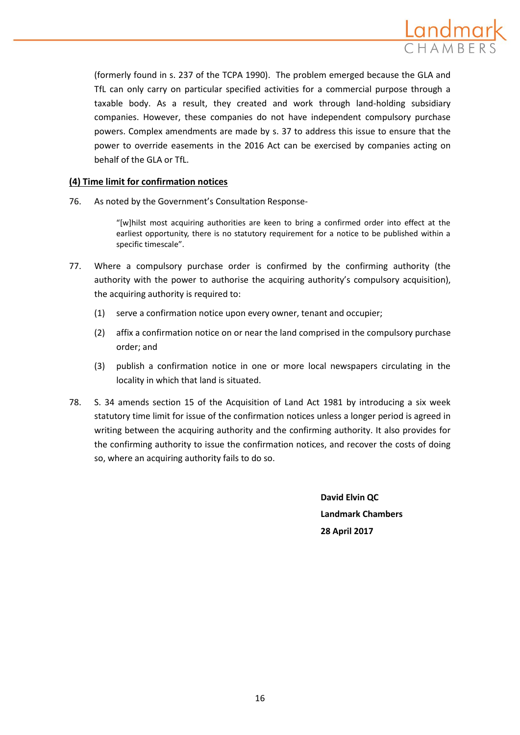(formerly found in s. 237 of the TCPA 1990). The problem emerged because the GLA and TfL can only carry on particular specified activities for a commercial purpose through a taxable body. As a result, they created and work through land-holding subsidiary companies. However, these companies do not have independent compulsory purchase powers. Complex amendments are made by s. 37 to address this issue to ensure that the power to override easements in the 2016 Act can be exercised by companies acting on behalf of the GLA or TfL.

**(4) Time limit for confirmation notices**

76. As noted by the Government's Consultation Response-

> "[w]hilst most acquiring authorities are keen to bring a confirmed order into effect at the earliest opportunity, there is no statutory requirement for a notice to be published within a specific timescale".

77. Where a compulsory purchase order is confirmed by the confirming authority (the authority with the power to authorise the acquiring authority's compulsory acquisition), the acquiring authority is required to:

    (1) serve a confirmation notice upon every owner, tenant and occupier;

    (2) affix a confirmation notice on or near the land comprised in the compulsory purchase order; and

    (3) publish a confirmation notice in one or more local newspapers circulating in the locality in which that land is situated.

78. S. 34 amends section 15 of the Acquisition of Land Act 1981 by introducing a six week statutory time limit for issue of the confirmation notices unless a longer period is agreed in writing between the acquiring authority and the confirming authority. It also provides for the confirming authority to issue the confirmation notices, and recover the costs of doing so, where an acquiring authority fails to do so.

**David Elvin QC**
**Landmark Chambers**
**28 April 2017**